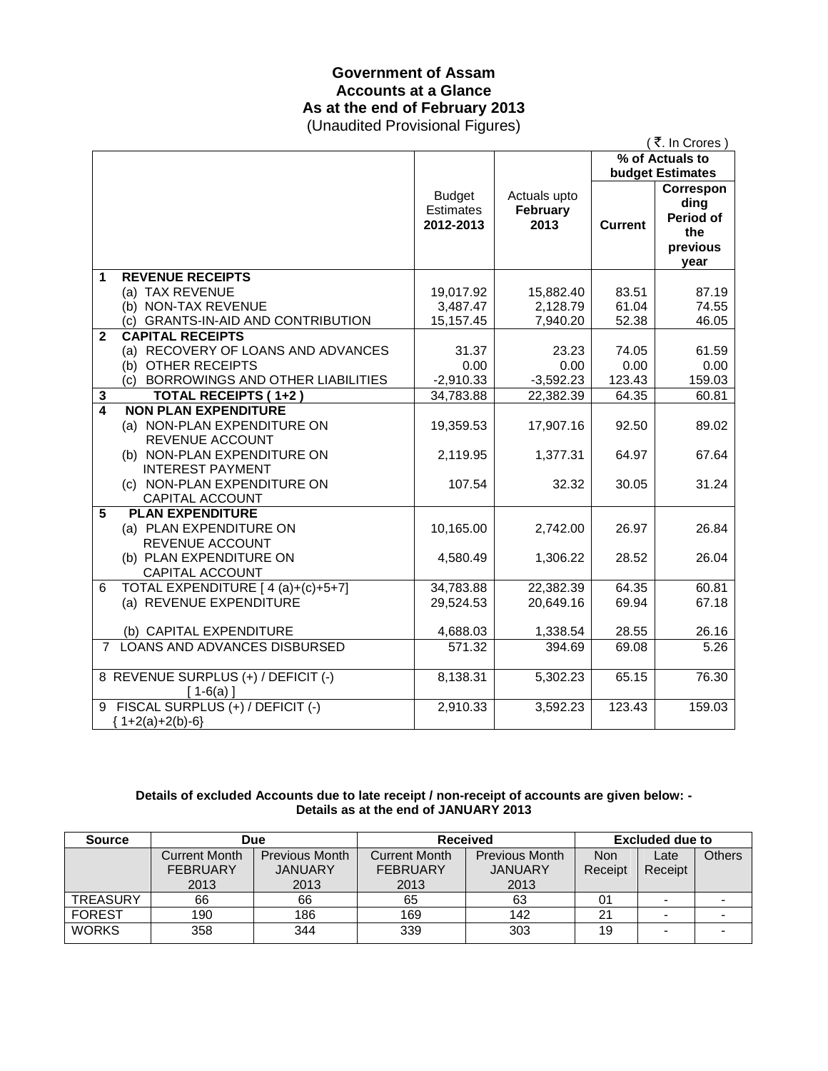# Government of Assam
## Accounts at a Glance
## As at the end of February 2013
(Unaudited Provisional Figures)

( ₹. In Crores )

| | Budget Estimates 2012-2013 | Actuals upto February 2013 | % of Actuals to budget Estimates | |
|---|---|---|---|---|
| | | | Current | Corresponding Period of the previous year |
| **1 REVENUE RECEIPTS** | | | | |
| (a) TAX REVENUE | 19,017.92 | 15,882.40 | 83.51 | 87.19 |
| (b) NON-TAX REVENUE | 3,487.47 | 2,128.79 | 61.04 | 74.55 |
| (c) GRANTS-IN-AID AND CONTRIBUTION | 15,157.45 | 7,940.20 | 52.38 | 46.05 |
| **2 CAPITAL RECEIPTS** | | | | |
| (a) RECOVERY OF LOANS AND ADVANCES | 31.37 | 23.23 | 74.05 | 61.59 |
| (b) OTHER RECEIPTS | 0.00 | 0.00 | 0.00 | 0.00 |
| (c) BORROWINGS AND OTHER LIABILITIES | -2,910.33 | -3,592.23 | 123.43 | 159.03 |
| **3 TOTAL RECEIPTS ( 1+2 )** | 34,783.88 | 22,382.39 | 64.35 | 60.81 |
| **4 NON PLAN EXPENDITURE** | | | | |
| (a) NON-PLAN EXPENDITURE ON REVENUE ACCOUNT | 19,359.53 | 17,907.16 | 92.50 | 89.02 |
| (b) NON-PLAN EXPENDITURE ON INTEREST PAYMENT | 2,119.95 | 1,377.31 | 64.97 | 67.64 |
| (c) NON-PLAN EXPENDITURE ON CAPITAL ACCOUNT | 107.54 | 32.32 | 30.05 | 31.24 |
| **5 PLAN EXPENDITURE** | | | | |
| (a) PLAN EXPENDITURE ON REVENUE ACCOUNT | 10,165.00 | 2,742.00 | 26.97 | 26.84 |
| (b) PLAN EXPENDITURE ON CAPITAL ACCOUNT | 4,580.49 | 1,306.22 | 28.52 | 26.04 |
| 6 TOTAL EXPENDITURE [ 4 (a)+(c)+5+7] | 34,783.88 | 22,382.39 | 64.35 | 60.81 |
| (a) REVENUE EXPENDITURE | 29,524.53 | 20,649.16 | 69.94 | 67.18 |
| (b) CAPITAL EXPENDITURE | 4,688.03 | 1,338.54 | 28.55 | 26.16 |
| 7 LOANS AND ADVANCES DISBURSED | 571.32 | 394.69 | 69.08 | 5.26 |
| 8 REVENUE SURPLUS (+) / DEFICIT (-) [ 1-6(a) ] | 8,138.31 | 5,302.23 | 65.15 | 76.30 |
| 9 FISCAL SURPLUS (+) / DEFICIT (-) { 1+2(a)+2(b)-6} | 2,910.33 | 3,592.23 | 123.43 | 159.03 |

**Details of excluded Accounts due to late receipt / non-receipt of accounts are given below: -**
**Details as at the end of JANUARY 2013**

| Source | Due | | Received | | Excluded due to | | |
|---|---|---|---|---|---|---|---|
| | Current Month FEBRUARY 2013 | Previous Month JANUARY 2013 | Current Month FEBRUARY 2013 | Previous Month JANUARY 2013 | Non Receipt | Late Receipt | Others |
| TREASURY | 66 | 66 | 65 | 63 | 01 | - | - |
| FOREST | 190 | 186 | 169 | 142 | 21 | - | - |
| WORKS | 358 | 344 | 339 | 303 | 19 | - | - |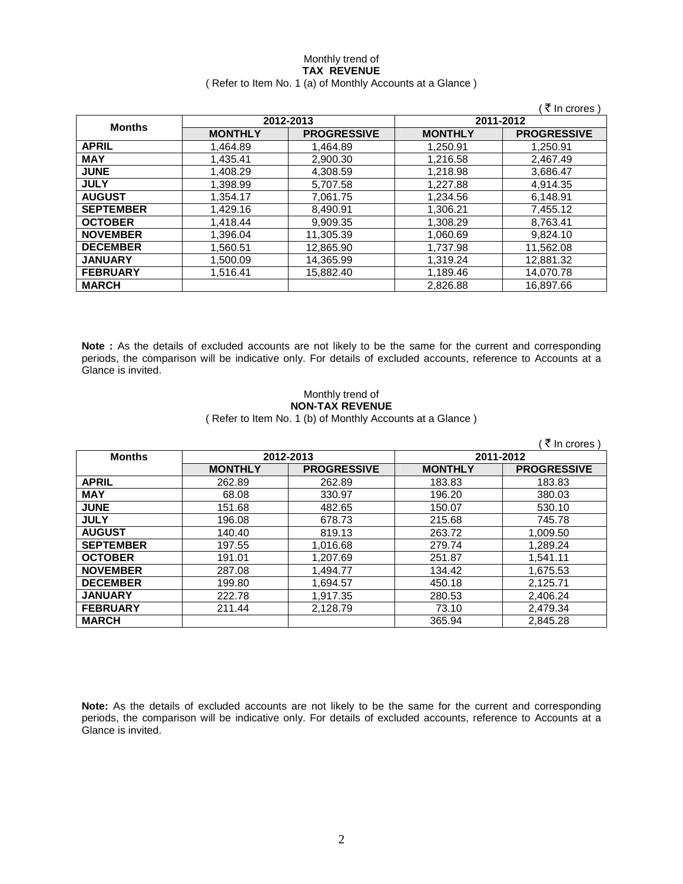Monthly trend of
**TAX REVENUE**
( Refer to Item No. 1 (a) of Monthly Accounts at a Glance )

( ₹ In crores )

| Months | 2012-2013 | | 2011-2012 | |
|---|---|---|---|---|
| | **MONTHLY** | **PROGRESSIVE** | **MONTHLY** | **PROGRESSIVE** |
| **APRIL** | 1,464.89 | 1,464.89 | 1,250.91 | 1,250.91 |
| **MAY** | 1,435.41 | 2,900.30 | 1,216.58 | 2,467.49 |
| **JUNE** | 1,408.29 | 4,308.59 | 1,218.98 | 3,686.47 |
| **JULY** | 1,398.99 | 5,707.58 | 1,227.88 | 4,914.35 |
| **AUGUST** | 1,354.17 | 7,061.75 | 1,234.56 | 6,148.91 |
| **SEPTEMBER** | 1,429.16 | 8,490.91 | 1,306.21 | 7,455.12 |
| **OCTOBER** | 1,418.44 | 9,909.35 | 1,308.29 | 8,763.41 |
| **NOVEMBER** | 1,396.04 | 11,305.39 | 1,060.69 | 9,824.10 |
| **DECEMBER** | 1,560.51 | 12,865.90 | 1,737.98 | 11,562.08 |
| **JANUARY** | 1,500.09 | 14,365.99 | 1,319.24 | 12,881.32 |
| **FEBRUARY** | 1,516.41 | 15,882.40 | 1,189.46 | 14,070.78 |
| **MARCH** | | | 2,826.88 | 16,897.66 |

**Note :** As the details of excluded accounts are not likely to be the same for the current and corresponding periods, the comparison will be indicative only. For details of excluded accounts, reference to Accounts at a Glance is invited.

Monthly trend of
**NON-TAX REVENUE**
( Refer to Item No. 1 (b) of Monthly Accounts at a Glance )

( ₹ In crores )

| Months | 2012-2013 | | 2011-2012 | |
|---|---|---|---|---|
| | **MONTHLY** | **PROGRESSIVE** | **MONTHLY** | **PROGRESSIVE** |
| **APRIL** | 262.89 | 262.89 | 183.83 | 183.83 |
| **MAY** | 68.08 | 330.97 | 196.20 | 380.03 |
| **JUNE** | 151.68 | 482.65 | 150.07 | 530.10 |
| **JULY** | 196.08 | 678.73 | 215.68 | 745.78 |
| **AUGUST** | 140.40 | 819.13 | 263.72 | 1,009.50 |
| **SEPTEMBER** | 197.55 | 1,016.68 | 279.74 | 1,289.24 |
| **OCTOBER** | 191.01 | 1,207.69 | 251.87 | 1,541.11 |
| **NOVEMBER** | 287.08 | 1,494.77 | 134.42 | 1,675.53 |
| **DECEMBER** | 199.80 | 1,694.57 | 450.18 | 2,125.71 |
| **JANUARY** | 222.78 | 1,917.35 | 280.53 | 2,406.24 |
| **FEBRUARY** | 211.44 | 2,128.79 | 73.10 | 2,479.34 |
| **MARCH** | | | 365.94 | 2,845.28 |

**Note:** As the details of excluded accounts are not likely to be the same for the current and corresponding periods, the comparison will be indicative only. For details of excluded accounts, reference to Accounts at a Glance is invited.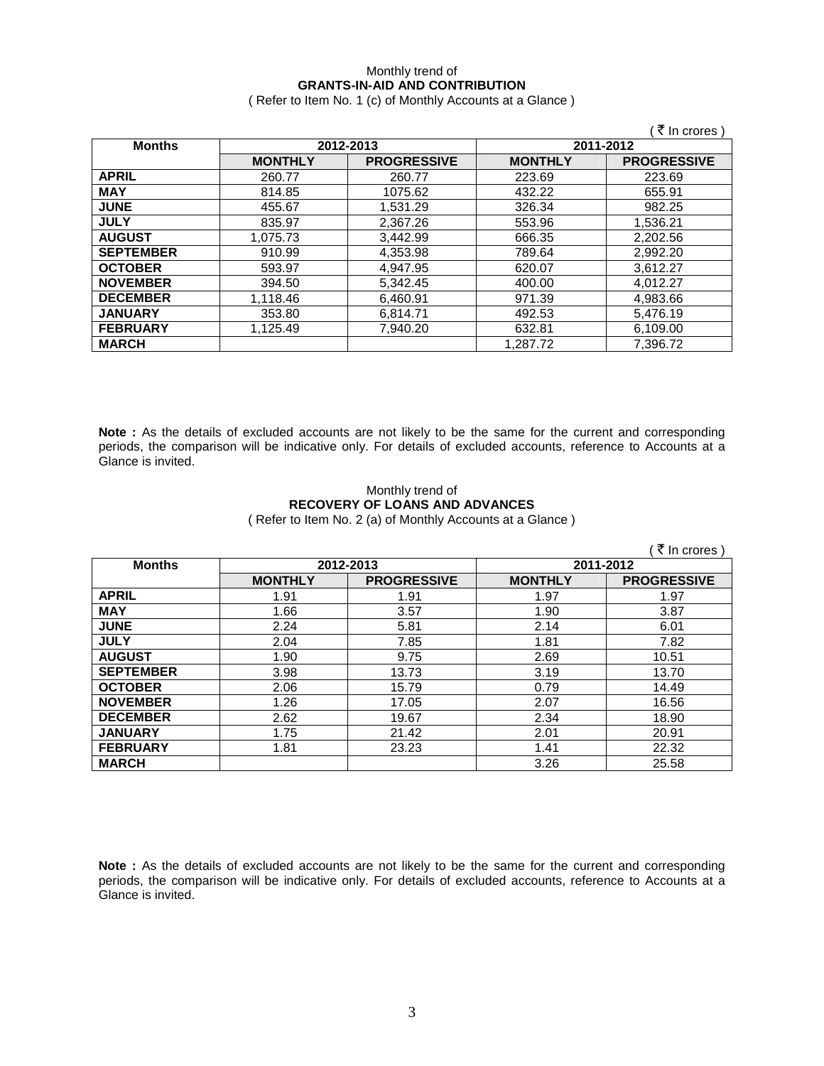Monthly trend of

**GRANTS-IN-AID AND CONTRIBUTION**

( Refer to Item No. 1 (c) of Monthly Accounts at a Glance )

( ₹ In crores )

| Months | 2012-2013 | | 2011-2012 | |
|---|---|---|---|---|
| | **MONTHLY** | **PROGRESSIVE** | **MONTHLY** | **PROGRESSIVE** |
| **APRIL** | 260.77 | 260.77 | 223.69 | 223.69 |
| **MAY** | 814.85 | 1075.62 | 432.22 | 655.91 |
| **JUNE** | 455.67 | 1,531.29 | 326.34 | 982.25 |
| **JULY** | 835.97 | 2,367.26 | 553.96 | 1,536.21 |
| **AUGUST** | 1,075.73 | 3,442.99 | 666.35 | 2,202.56 |
| **SEPTEMBER** | 910.99 | 4,353.98 | 789.64 | 2,992.20 |
| **OCTOBER** | 593.97 | 4,947.95 | 620.07 | 3,612.27 |
| **NOVEMBER** | 394.50 | 5,342.45 | 400.00 | 4,012.27 |
| **DECEMBER** | 1,118.46 | 6,460.91 | 971.39 | 4,983.66 |
| **JANUARY** | 353.80 | 6,814.71 | 492.53 | 5,476.19 |
| **FEBRUARY** | 1,125.49 | 7,940.20 | 632.81 | 6,109.00 |
| **MARCH** | | | 1,287.72 | 7,396.72 |

**Note :** As the details of excluded accounts are not likely to be the same for the current and corresponding periods, the comparison will be indicative only. For details of excluded accounts, reference to Accounts at a Glance is invited.

Monthly trend of

**RECOVERY OF LOANS AND ADVANCES**

( Refer to Item No. 2 (a) of Monthly Accounts at a Glance )

( ₹ In crores )

| Months | 2012-2013 | | 2011-2012 | |
|---|---|---|---|---|
| | **MONTHLY** | **PROGRESSIVE** | **MONTHLY** | **PROGRESSIVE** |
| **APRIL** | 1.91 | 1.91 | 1.97 | 1.97 |
| **MAY** | 1.66 | 3.57 | 1.90 | 3.87 |
| **JUNE** | 2.24 | 5.81 | 2.14 | 6.01 |
| **JULY** | 2.04 | 7.85 | 1.81 | 7.82 |
| **AUGUST** | 1.90 | 9.75 | 2.69 | 10.51 |
| **SEPTEMBER** | 3.98 | 13.73 | 3.19 | 13.70 |
| **OCTOBER** | 2.06 | 15.79 | 0.79 | 14.49 |
| **NOVEMBER** | 1.26 | 17.05 | 2.07 | 16.56 |
| **DECEMBER** | 2.62 | 19.67 | 2.34 | 18.90 |
| **JANUARY** | 1.75 | 21.42 | 2.01 | 20.91 |
| **FEBRUARY** | 1.81 | 23.23 | 1.41 | 22.32 |
| **MARCH** | | | 3.26 | 25.58 |

**Note :** As the details of excluded accounts are not likely to be the same for the current and corresponding periods, the comparison will be indicative only. For details of excluded accounts, reference to Accounts at a Glance is invited.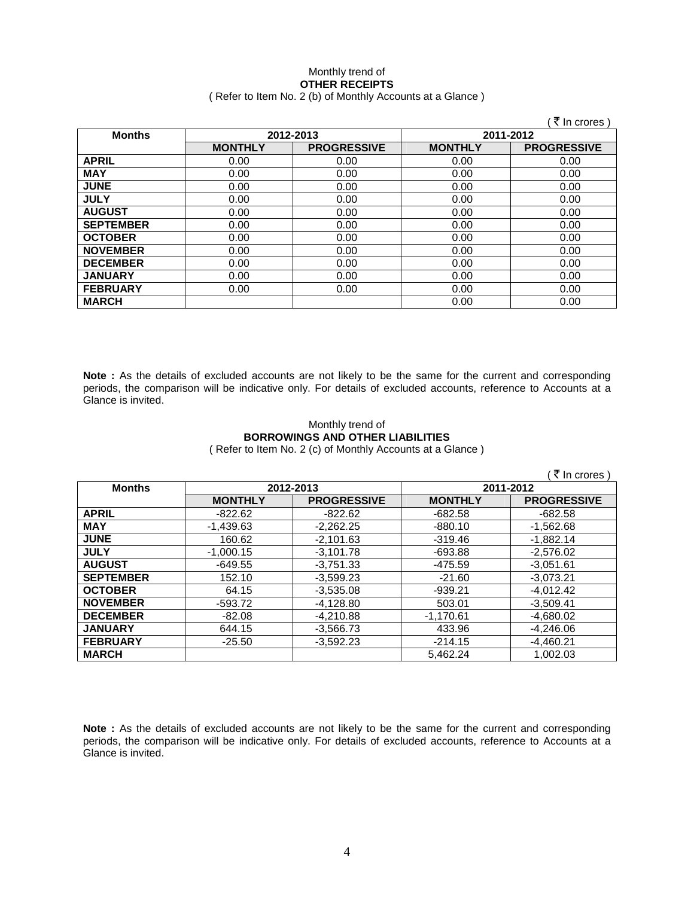Monthly trend of

**OTHER RECEIPTS**

( Refer to Item No. 2 (b) of Monthly Accounts at a Glance )

( ₹ In crores )

| Months | 2012-2013 | | 2011-2012 | |
|---|---|---|---|---|
| | MONTHLY | PROGRESSIVE | MONTHLY | PROGRESSIVE |
| APRIL | 0.00 | 0.00 | 0.00 | 0.00 |
| MAY | 0.00 | 0.00 | 0.00 | 0.00 |
| JUNE | 0.00 | 0.00 | 0.00 | 0.00 |
| JULY | 0.00 | 0.00 | 0.00 | 0.00 |
| AUGUST | 0.00 | 0.00 | 0.00 | 0.00 |
| SEPTEMBER | 0.00 | 0.00 | 0.00 | 0.00 |
| OCTOBER | 0.00 | 0.00 | 0.00 | 0.00 |
| NOVEMBER | 0.00 | 0.00 | 0.00 | 0.00 |
| DECEMBER | 0.00 | 0.00 | 0.00 | 0.00 |
| JANUARY | 0.00 | 0.00 | 0.00 | 0.00 |
| FEBRUARY | 0.00 | 0.00 | 0.00 | 0.00 |
| MARCH | | | 0.00 | 0.00 |

**Note :** As the details of excluded accounts are not likely to be the same for the current and corresponding periods, the comparison will be indicative only. For details of excluded accounts, reference to Accounts at a Glance is invited.

Monthly trend of

**BORROWINGS AND OTHER LIABILITIES**

( Refer to Item No. 2 (c) of Monthly Accounts at a Glance )

( ₹ In crores )

| Months | 2012-2013 | | 2011-2012 | |
|---|---|---|---|---|
| | MONTHLY | PROGRESSIVE | MONTHLY | PROGRESSIVE |
| APRIL | -822.62 | -822.62 | -682.58 | -682.58 |
| MAY | -1,439.63 | -2,262.25 | -880.10 | -1,562.68 |
| JUNE | 160.62 | -2,101.63 | -319.46 | -1,882.14 |
| JULY | -1,000.15 | -3,101.78 | -693.88 | -2,576.02 |
| AUGUST | -649.55 | -3,751.33 | -475.59 | -3,051.61 |
| SEPTEMBER | 152.10 | -3,599.23 | -21.60 | -3,073.21 |
| OCTOBER | 64.15 | -3,535.08 | -939.21 | -4,012.42 |
| NOVEMBER | -593.72 | -4,128.80 | 503.01 | -3,509.41 |
| DECEMBER | -82.08 | -4,210.88 | -1,170.61 | -4,680.02 |
| JANUARY | 644.15 | -3,566.73 | 433.96 | -4,246.06 |
| FEBRUARY | -25.50 | -3,592.23 | -214.15 | -4,460.21 |
| MARCH | | | 5,462.24 | 1,002.03 |

**Note :** As the details of excluded accounts are not likely to be the same for the current and corresponding periods, the comparison will be indicative only. For details of excluded accounts, reference to Accounts at a Glance is invited.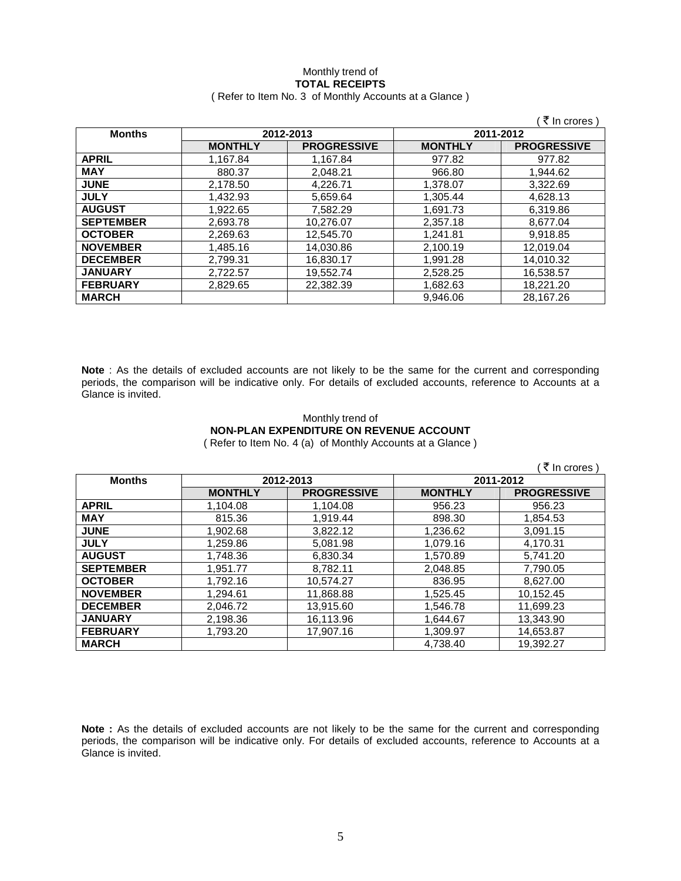Monthly trend of

**TOTAL RECEIPTS**

( Refer to Item No. 3 of Monthly Accounts at a Glance )

( ₹ In crores )

| Months | 2012-2013 | | 2011-2012 | |
|---|---|---|---|---|
| | **MONTHLY** | **PROGRESSIVE** | **MONTHLY** | **PROGRESSIVE** |
| **APRIL** | 1,167.84 | 1,167.84 | 977.82 | 977.82 |
| **MAY** | 880.37 | 2,048.21 | 966.80 | 1,944.62 |
| **JUNE** | 2,178.50 | 4,226.71 | 1,378.07 | 3,322.69 |
| **JULY** | 1,432.93 | 5,659.64 | 1,305.44 | 4,628.13 |
| **AUGUST** | 1,922.65 | 7,582.29 | 1,691.73 | 6,319.86 |
| **SEPTEMBER** | 2,693.78 | 10,276.07 | 2,357.18 | 8,677.04 |
| **OCTOBER** | 2,269.63 | 12,545.70 | 1,241.81 | 9,918.85 |
| **NOVEMBER** | 1,485.16 | 14,030.86 | 2,100.19 | 12,019.04 |
| **DECEMBER** | 2,799.31 | 16,830.17 | 1,991.28 | 14,010.32 |
| **JANUARY** | 2,722.57 | 19,552.74 | 2,528.25 | 16,538.57 |
| **FEBRUARY** | 2,829.65 | 22,382.39 | 1,682.63 | 18,221.20 |
| **MARCH** | | | 9,946.06 | 28,167.26 |

**Note** : As the details of excluded accounts are not likely to be the same for the current and corresponding periods, the comparison will be indicative only. For details of excluded accounts, reference to Accounts at a Glance is invited.

Monthly trend of

**NON-PLAN EXPENDITURE ON REVENUE ACCOUNT**

( Refer to Item No. 4 (a) of Monthly Accounts at a Glance )

( ₹ In crores )

| Months | 2012-2013 | | 2011-2012 | |
|---|---|---|---|---|
| | **MONTHLY** | **PROGRESSIVE** | **MONTHLY** | **PROGRESSIVE** |
| **APRIL** | 1,104.08 | 1,104.08 | 956.23 | 956.23 |
| **MAY** | 815.36 | 1,919.44 | 898.30 | 1,854.53 |
| **JUNE** | 1,902.68 | 3,822.12 | 1,236.62 | 3,091.15 |
| **JULY** | 1,259.86 | 5,081.98 | 1,079.16 | 4,170.31 |
| **AUGUST** | 1,748.36 | 6,830.34 | 1,570.89 | 5,741.20 |
| **SEPTEMBER** | 1,951.77 | 8,782.11 | 2,048.85 | 7,790.05 |
| **OCTOBER** | 1,792.16 | 10,574.27 | 836.95 | 8,627.00 |
| **NOVEMBER** | 1,294.61 | 11,868.88 | 1,525.45 | 10,152.45 |
| **DECEMBER** | 2,046.72 | 13,915.60 | 1,546.78 | 11,699.23 |
| **JANUARY** | 2,198.36 | 16,113.96 | 1,644.67 | 13,343.90 |
| **FEBRUARY** | 1,793.20 | 17,907.16 | 1,309.97 | 14,653.87 |
| **MARCH** | | | 4,738.40 | 19,392.27 |

**Note :** As the details of excluded accounts are not likely to be the same for the current and corresponding periods, the comparison will be indicative only. For details of excluded accounts, reference to Accounts at a Glance is invited.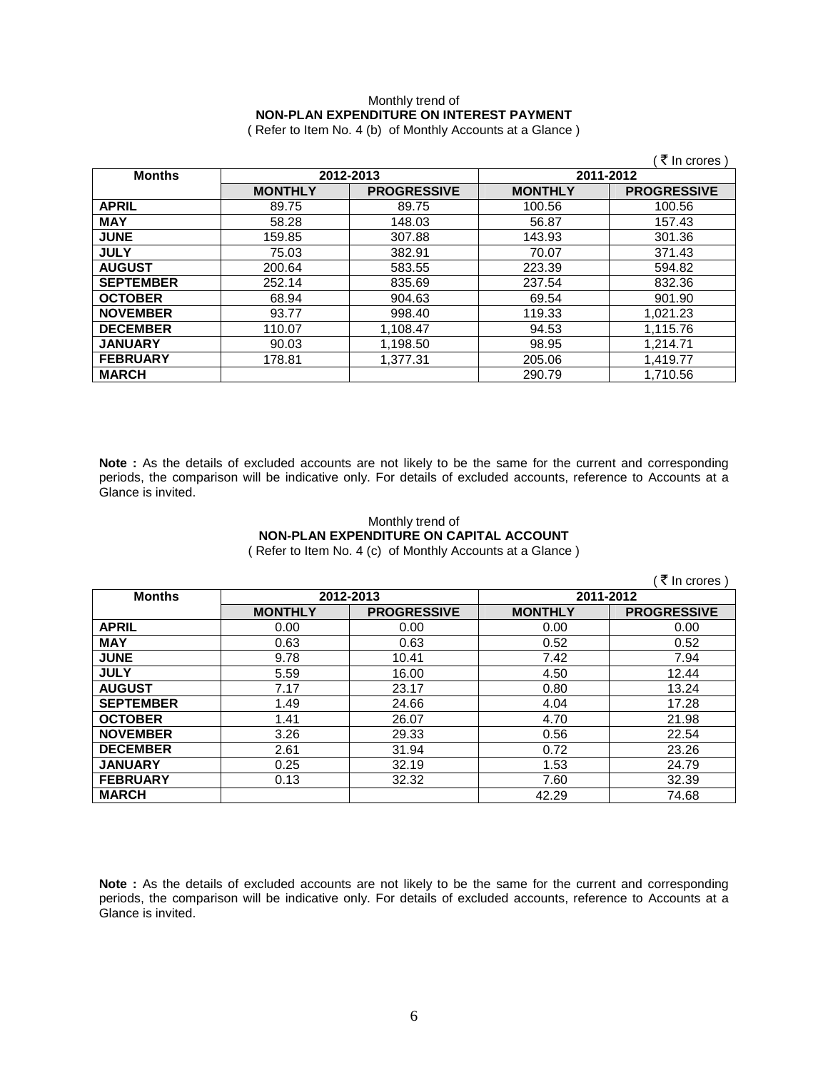Monthly trend of
**NON-PLAN EXPENDITURE ON INTEREST PAYMENT**
( Refer to Item No. 4 (b) of Monthly Accounts at a Glance )

( ₹ In crores )

| Months | 2012-2013 | | 2011-2012 | |
|---|---|---|---|---|
| | **MONTHLY** | **PROGRESSIVE** | **MONTHLY** | **PROGRESSIVE** |
| **APRIL** | 89.75 | 89.75 | 100.56 | 100.56 |
| **MAY** | 58.28 | 148.03 | 56.87 | 157.43 |
| **JUNE** | 159.85 | 307.88 | 143.93 | 301.36 |
| **JULY** | 75.03 | 382.91 | 70.07 | 371.43 |
| **AUGUST** | 200.64 | 583.55 | 223.39 | 594.82 |
| **SEPTEMBER** | 252.14 | 835.69 | 237.54 | 832.36 |
| **OCTOBER** | 68.94 | 904.63 | 69.54 | 901.90 |
| **NOVEMBER** | 93.77 | 998.40 | 119.33 | 1,021.23 |
| **DECEMBER** | 110.07 | 1,108.47 | 94.53 | 1,115.76 |
| **JANUARY** | 90.03 | 1,198.50 | 98.95 | 1,214.71 |
| **FEBRUARY** | 178.81 | 1,377.31 | 205.06 | 1,419.77 |
| **MARCH** | | | 290.79 | 1,710.56 |

**Note :** As the details of excluded accounts are not likely to be the same for the current and corresponding periods, the comparison will be indicative only. For details of excluded accounts, reference to Accounts at a Glance is invited.

Monthly trend of
**NON-PLAN EXPENDITURE ON CAPITAL ACCOUNT**
( Refer to Item No. 4 (c) of Monthly Accounts at a Glance )

( ₹ In crores )

| Months | 2012-2013 | | 2011-2012 | |
|---|---|---|---|---|
| | **MONTHLY** | **PROGRESSIVE** | **MONTHLY** | **PROGRESSIVE** |
| **APRIL** | 0.00 | 0.00 | 0.00 | 0.00 |
| **MAY** | 0.63 | 0.63 | 0.52 | 0.52 |
| **JUNE** | 9.78 | 10.41 | 7.42 | 7.94 |
| **JULY** | 5.59 | 16.00 | 4.50 | 12.44 |
| **AUGUST** | 7.17 | 23.17 | 0.80 | 13.24 |
| **SEPTEMBER** | 1.49 | 24.66 | 4.04 | 17.28 |
| **OCTOBER** | 1.41 | 26.07 | 4.70 | 21.98 |
| **NOVEMBER** | 3.26 | 29.33 | 0.56 | 22.54 |
| **DECEMBER** | 2.61 | 31.94 | 0.72 | 23.26 |
| **JANUARY** | 0.25 | 32.19 | 1.53 | 24.79 |
| **FEBRUARY** | 0.13 | 32.32 | 7.60 | 32.39 |
| **MARCH** | | | 42.29 | 74.68 |

**Note :** As the details of excluded accounts are not likely to be the same for the current and corresponding periods, the comparison will be indicative only. For details of excluded accounts, reference to Accounts at a Glance is invited.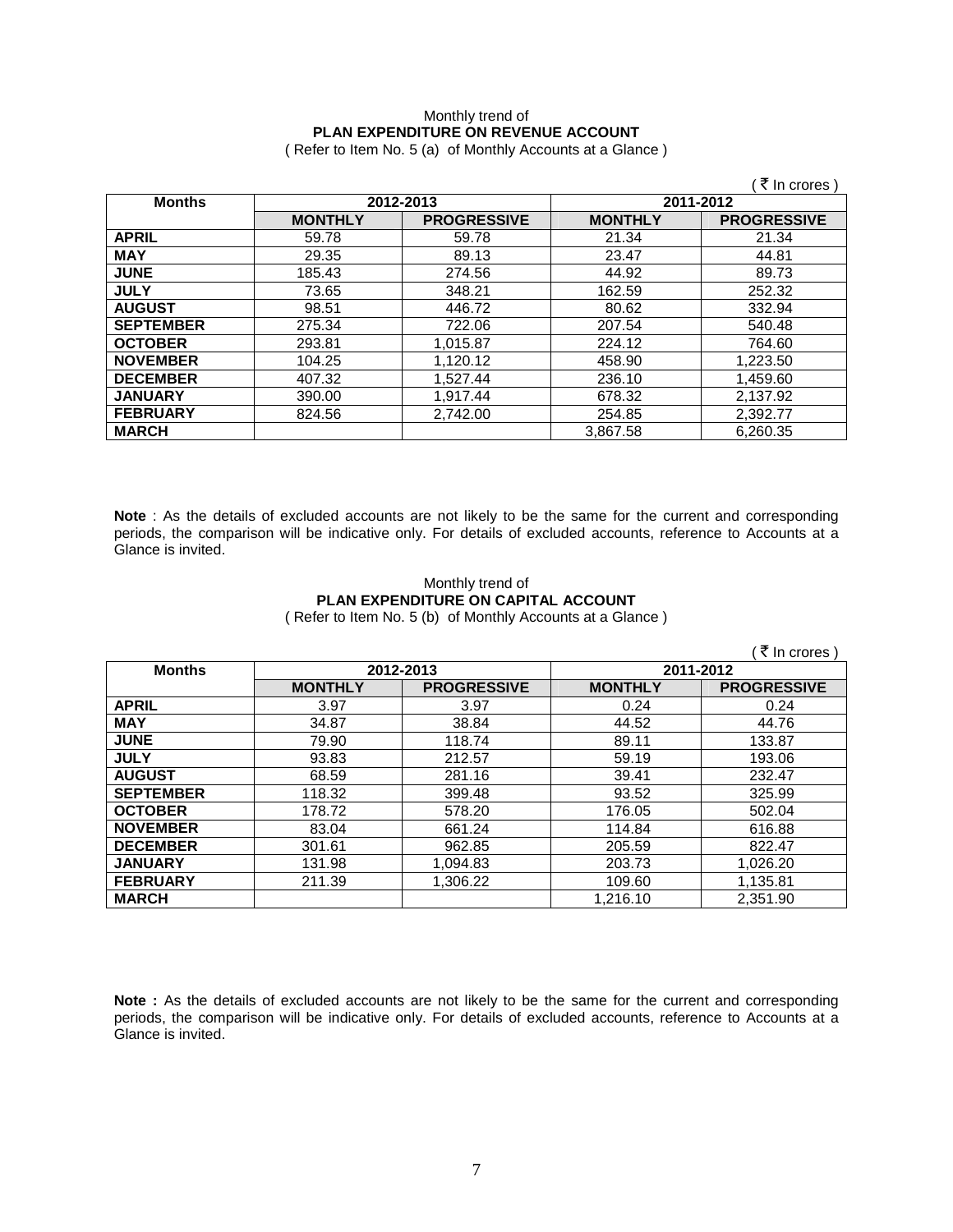Monthly trend of

**PLAN EXPENDITURE ON REVENUE ACCOUNT**

( Refer to Item No. 5 (a) of Monthly Accounts at a Glance )

( ₹ In crores )

| Months | 2012-2013 | | 2011-2012 | |
|---|---|---|---|---|
| | **MONTHLY** | **PROGRESSIVE** | **MONTHLY** | **PROGRESSIVE** |
| **APRIL** | 59.78 | 59.78 | 21.34 | 21.34 |
| **MAY** | 29.35 | 89.13 | 23.47 | 44.81 |
| **JUNE** | 185.43 | 274.56 | 44.92 | 89.73 |
| **JULY** | 73.65 | 348.21 | 162.59 | 252.32 |
| **AUGUST** | 98.51 | 446.72 | 80.62 | 332.94 |
| **SEPTEMBER** | 275.34 | 722.06 | 207.54 | 540.48 |
| **OCTOBER** | 293.81 | 1,015.87 | 224.12 | 764.60 |
| **NOVEMBER** | 104.25 | 1,120.12 | 458.90 | 1,223.50 |
| **DECEMBER** | 407.32 | 1,527.44 | 236.10 | 1,459.60 |
| **JANUARY** | 390.00 | 1,917.44 | 678.32 | 2,137.92 |
| **FEBRUARY** | 824.56 | 2,742.00 | 254.85 | 2,392.77 |
| **MARCH** | | | 3,867.58 | 6,260.35 |

**Note** : As the details of excluded accounts are not likely to be the same for the current and corresponding periods, the comparison will be indicative only. For details of excluded accounts, reference to Accounts at a Glance is invited.

Monthly trend of

**PLAN EXPENDITURE ON CAPITAL ACCOUNT**

( Refer to Item No. 5 (b) of Monthly Accounts at a Glance )

( ₹ In crores )

| Months | 2012-2013 | | 2011-2012 | |
|---|---|---|---|---|
| | **MONTHLY** | **PROGRESSIVE** | **MONTHLY** | **PROGRESSIVE** |
| **APRIL** | 3.97 | 3.97 | 0.24 | 0.24 |
| **MAY** | 34.87 | 38.84 | 44.52 | 44.76 |
| **JUNE** | 79.90 | 118.74 | 89.11 | 133.87 |
| **JULY** | 93.83 | 212.57 | 59.19 | 193.06 |
| **AUGUST** | 68.59 | 281.16 | 39.41 | 232.47 |
| **SEPTEMBER** | 118.32 | 399.48 | 93.52 | 325.99 |
| **OCTOBER** | 178.72 | 578.20 | 176.05 | 502.04 |
| **NOVEMBER** | 83.04 | 661.24 | 114.84 | 616.88 |
| **DECEMBER** | 301.61 | 962.85 | 205.59 | 822.47 |
| **JANUARY** | 131.98 | 1,094.83 | 203.73 | 1,026.20 |
| **FEBRUARY** | 211.39 | 1,306.22 | 109.60 | 1,135.81 |
| **MARCH** | | | 1,216.10 | 2,351.90 |

**Note :** As the details of excluded accounts are not likely to be the same for the current and corresponding periods, the comparison will be indicative only. For details of excluded accounts, reference to Accounts at a Glance is invited.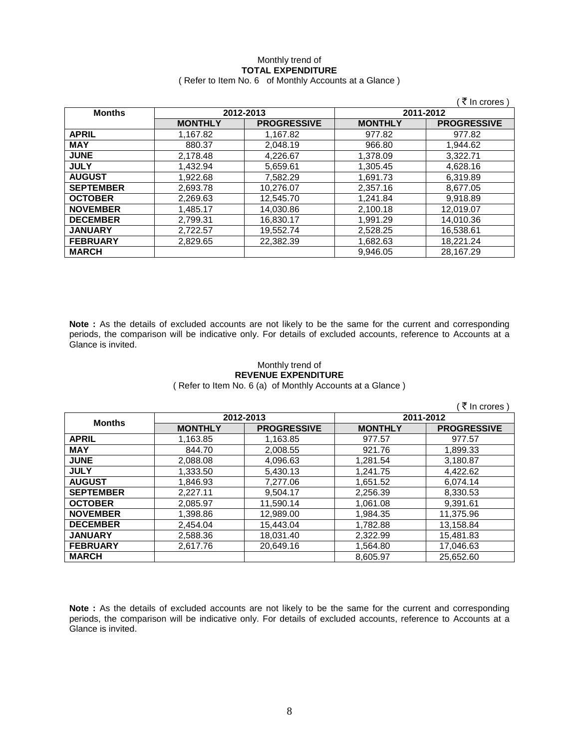Monthly trend of

**TOTAL EXPENDITURE**

( Refer to Item No. 6 of Monthly Accounts at a Glance )

( ₹ In crores )

| Months | 2012-2013 | | 2011-2012 | |
|---|---|---|---|---|
| | **MONTHLY** | **PROGRESSIVE** | **MONTHLY** | **PROGRESSIVE** |
| **APRIL** | 1,167.82 | 1,167.82 | 977.82 | 977.82 |
| **MAY** | 880.37 | 2,048.19 | 966.80 | 1,944.62 |
| **JUNE** | 2,178.48 | 4,226.67 | 1,378.09 | 3,322.71 |
| **JULY** | 1,432.94 | 5,659.61 | 1,305.45 | 4,628.16 |
| **AUGUST** | 1,922.68 | 7,582.29 | 1,691.73 | 6,319.89 |
| **SEPTEMBER** | 2,693.78 | 10,276.07 | 2,357.16 | 8,677.05 |
| **OCTOBER** | 2,269.63 | 12,545.70 | 1,241.84 | 9,918.89 |
| **NOVEMBER** | 1,485.17 | 14,030.86 | 2,100.18 | 12,019.07 |
| **DECEMBER** | 2,799.31 | 16,830.17 | 1,991.29 | 14,010.36 |
| **JANUARY** | 2,722.57 | 19,552.74 | 2,528.25 | 16,538.61 |
| **FEBRUARY** | 2,829.65 | 22,382.39 | 1,682.63 | 18,221.24 |
| **MARCH** | | | 9,946.05 | 28,167.29 |

**Note :** As the details of excluded accounts are not likely to be the same for the current and corresponding periods, the comparison will be indicative only. For details of excluded accounts, reference to Accounts at a Glance is invited.

Monthly trend of

**REVENUE EXPENDITURE**

( Refer to Item No. 6 (a) of Monthly Accounts at a Glance )

( ₹ In crores )

| Months | 2012-2013 | | 2011-2012 | |
|---|---|---|---|---|
| | **MONTHLY** | **PROGRESSIVE** | **MONTHLY** | **PROGRESSIVE** |
| **APRIL** | 1,163.85 | 1,163.85 | 977.57 | 977.57 |
| **MAY** | 844.70 | 2,008.55 | 921.76 | 1,899.33 |
| **JUNE** | 2,088.08 | 4,096.63 | 1,281.54 | 3,180.87 |
| **JULY** | 1,333.50 | 5,430.13 | 1,241.75 | 4,422.62 |
| **AUGUST** | 1,846.93 | 7,277.06 | 1,651.52 | 6,074.14 |
| **SEPTEMBER** | 2,227.11 | 9,504.17 | 2,256.39 | 8,330.53 |
| **OCTOBER** | 2,085.97 | 11,590.14 | 1,061.08 | 9,391.61 |
| **NOVEMBER** | 1,398.86 | 12,989.00 | 1,984.35 | 11,375.96 |
| **DECEMBER** | 2,454.04 | 15,443.04 | 1,782.88 | 13,158.84 |
| **JANUARY** | 2,588.36 | 18,031.40 | 2,322.99 | 15,481.83 |
| **FEBRUARY** | 2,617.76 | 20,649.16 | 1,564.80 | 17,046.63 |
| **MARCH** | | | 8,605.97 | 25,652.60 |

**Note :** As the details of excluded accounts are not likely to be the same for the current and corresponding periods, the comparison will be indicative only. For details of excluded accounts, reference to Accounts at a Glance is invited.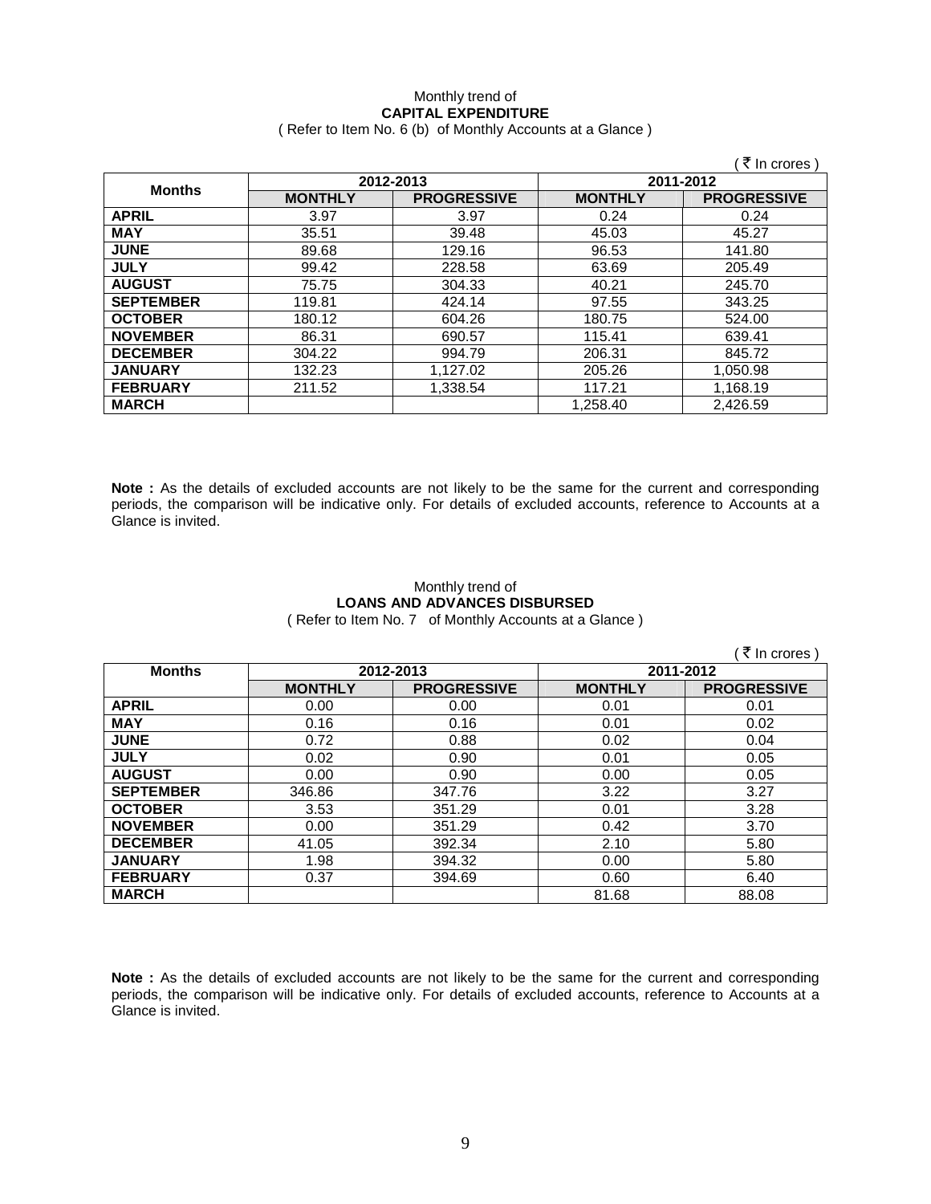Monthly trend of
**CAPITAL EXPENDITURE**
( Refer to Item No. 6 (b) of Monthly Accounts at a Glance )

( ₹ In crores )

| Months | 2012-2013 | | 2011-2012 | |
|---|---|---|---|---|
| | **MONTHLY** | **PROGRESSIVE** | **MONTHLY** | **PROGRESSIVE** |
| **APRIL** | 3.97 | 3.97 | 0.24 | 0.24 |
| **MAY** | 35.51 | 39.48 | 45.03 | 45.27 |
| **JUNE** | 89.68 | 129.16 | 96.53 | 141.80 |
| **JULY** | 99.42 | 228.58 | 63.69 | 205.49 |
| **AUGUST** | 75.75 | 304.33 | 40.21 | 245.70 |
| **SEPTEMBER** | 119.81 | 424.14 | 97.55 | 343.25 |
| **OCTOBER** | 180.12 | 604.26 | 180.75 | 524.00 |
| **NOVEMBER** | 86.31 | 690.57 | 115.41 | 639.41 |
| **DECEMBER** | 304.22 | 994.79 | 206.31 | 845.72 |
| **JANUARY** | 132.23 | 1,127.02 | 205.26 | 1,050.98 |
| **FEBRUARY** | 211.52 | 1,338.54 | 117.21 | 1,168.19 |
| **MARCH** | | | 1,258.40 | 2,426.59 |

**Note :** As the details of excluded accounts are not likely to be the same for the current and corresponding periods, the comparison will be indicative only. For details of excluded accounts, reference to Accounts at a Glance is invited.

Monthly trend of
**LOANS AND ADVANCES DISBURSED**
( Refer to Item No. 7 of Monthly Accounts at a Glance )

( ₹ In crores )

| Months | 2012-2013 | | 2011-2012 | |
|---|---|---|---|---|
| | **MONTHLY** | **PROGRESSIVE** | **MONTHLY** | **PROGRESSIVE** |
| **APRIL** | 0.00 | 0.00 | 0.01 | 0.01 |
| **MAY** | 0.16 | 0.16 | 0.01 | 0.02 |
| **JUNE** | 0.72 | 0.88 | 0.02 | 0.04 |
| **JULY** | 0.02 | 0.90 | 0.01 | 0.05 |
| **AUGUST** | 0.00 | 0.90 | 0.00 | 0.05 |
| **SEPTEMBER** | 346.86 | 347.76 | 3.22 | 3.27 |
| **OCTOBER** | 3.53 | 351.29 | 0.01 | 3.28 |
| **NOVEMBER** | 0.00 | 351.29 | 0.42 | 3.70 |
| **DECEMBER** | 41.05 | 392.34 | 2.10 | 5.80 |
| **JANUARY** | 1.98 | 394.32 | 0.00 | 5.80 |
| **FEBRUARY** | 0.37 | 394.69 | 0.60 | 6.40 |
| **MARCH** | | | 81.68 | 88.08 |

**Note :** As the details of excluded accounts are not likely to be the same for the current and corresponding periods, the comparison will be indicative only. For details of excluded accounts, reference to Accounts at a Glance is invited.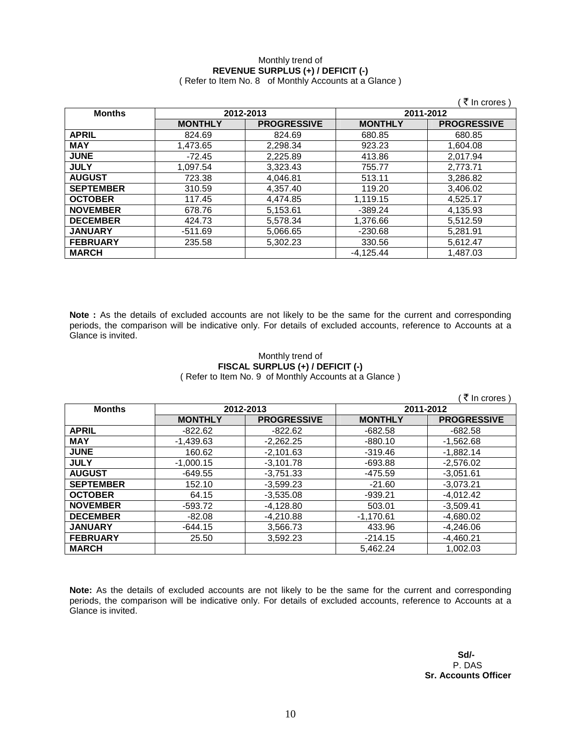Monthly trend of

**REVENUE SURPLUS (+) / DEFICIT (-)**

( Refer to Item No. 8 of Monthly Accounts at a Glance )

( ₹ In crores )

| Months | 2012-2013 | | 2011-2012 | |
|---|---|---|---|---|
| | **MONTHLY** | **PROGRESSIVE** | **MONTHLY** | **PROGRESSIVE** |
| **APRIL** | 824.69 | 824.69 | 680.85 | 680.85 |
| **MAY** | 1,473.65 | 2,298.34 | 923.23 | 1,604.08 |
| **JUNE** | -72.45 | 2,225.89 | 413.86 | 2,017.94 |
| **JULY** | 1,097.54 | 3,323.43 | 755.77 | 2,773.71 |
| **AUGUST** | 723.38 | 4,046.81 | 513.11 | 3,286.82 |
| **SEPTEMBER** | 310.59 | 4,357.40 | 119.20 | 3,406.02 |
| **OCTOBER** | 117.45 | 4,474.85 | 1,119.15 | 4,525.17 |
| **NOVEMBER** | 678.76 | 5,153.61 | -389.24 | 4,135.93 |
| **DECEMBER** | 424.73 | 5,578.34 | 1,376.66 | 5,512.59 |
| **JANUARY** | -511.69 | 5,066.65 | -230.68 | 5,281.91 |
| **FEBRUARY** | 235.58 | 5,302.23 | 330.56 | 5,612.47 |
| **MARCH** | | | -4,125.44 | 1,487.03 |

**Note :** As the details of excluded accounts are not likely to be the same for the current and corresponding periods, the comparison will be indicative only. For details of excluded accounts, reference to Accounts at a Glance is invited.

Monthly trend of

**FISCAL SURPLUS (+) / DEFICIT (-)**

( Refer to Item No. 9 of Monthly Accounts at a Glance )

( ₹ In crores )

| Months | 2012-2013 | | 2011-2012 | |
|---|---|---|---|---|
| | **MONTHLY** | **PROGRESSIVE** | **MONTHLY** | **PROGRESSIVE** |
| **APRIL** | -822.62 | -822.62 | -682.58 | -682.58 |
| **MAY** | -1,439.63 | -2,262.25 | -880.10 | -1,562.68 |
| **JUNE** | 160.62 | -2,101.63 | -319.46 | -1,882.14 |
| **JULY** | -1,000.15 | -3,101.78 | -693.88 | -2,576.02 |
| **AUGUST** | -649.55 | -3,751.33 | -475.59 | -3,051.61 |
| **SEPTEMBER** | 152.10 | -3,599.23 | -21.60 | -3,073.21 |
| **OCTOBER** | 64.15 | -3,535.08 | -939.21 | -4,012.42 |
| **NOVEMBER** | -593.72 | -4,128.80 | 503.01 | -3,509.41 |
| **DECEMBER** | -82.08 | -4,210.88 | -1,170.61 | -4,680.02 |
| **JANUARY** | -644.15 | 3,566.73 | 433.96 | -4,246.06 |
| **FEBRUARY** | 25.50 | 3,592.23 | -214.15 | -4,460.21 |
| **MARCH** | | | 5,462.24 | 1,002.03 |

**Note:** As the details of excluded accounts are not likely to be the same for the current and corresponding periods, the comparison will be indicative only. For details of excluded accounts, reference to Accounts at a Glance is invited.

**Sd/-**
P. DAS
**Sr. Accounts Officer**